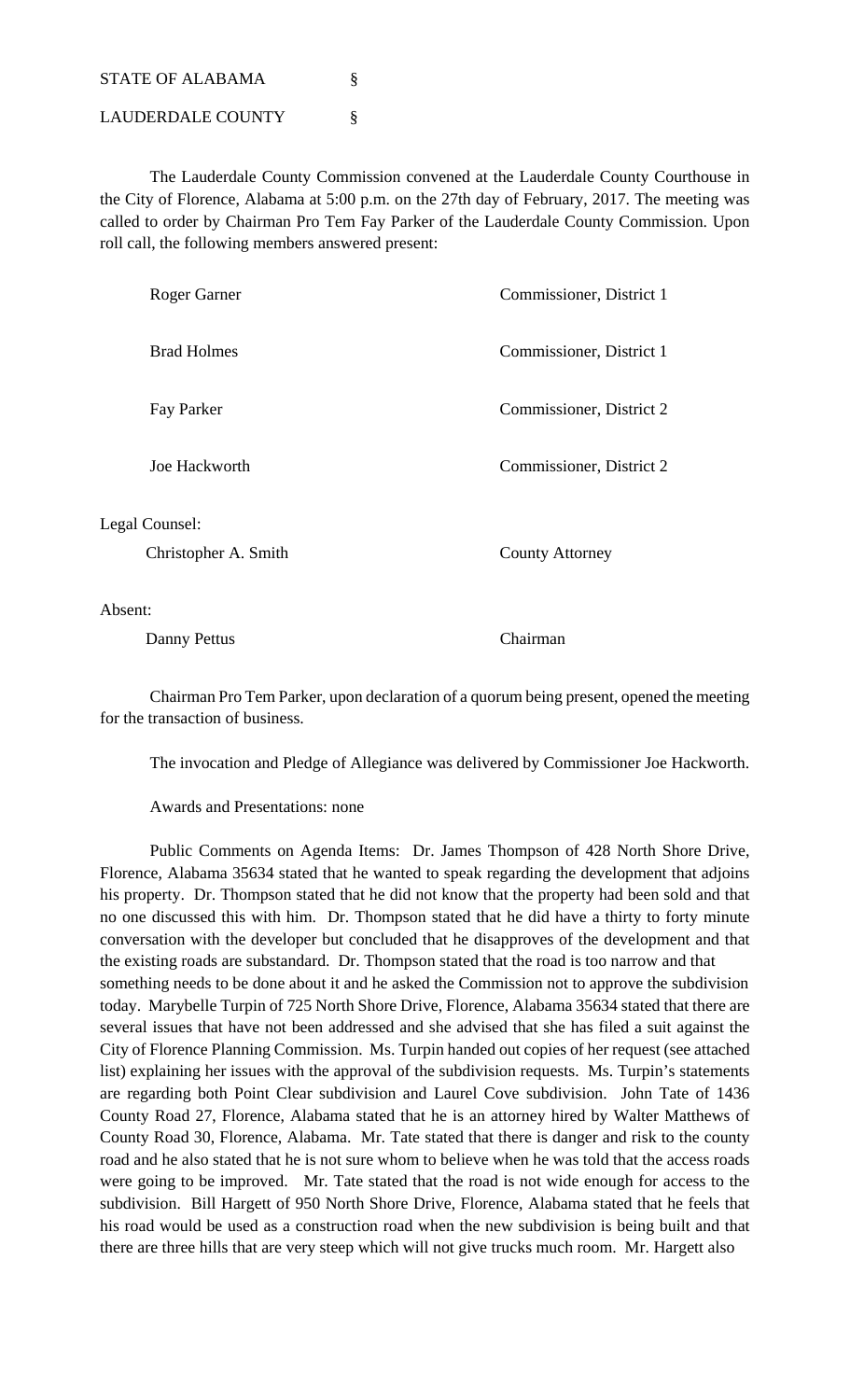STATE OF ALABAMA §

LAUDERDALE COUNTY §

The Lauderdale County Commission convened at the Lauderdale County Courthouse in the City of Florence, Alabama at 5:00 p.m. on the 27th day of February, 2017. The meeting was called to order by Chairman Pro Tem Fay Parker of the Lauderdale County Commission. Upon roll call, the following members answered present:

| | |
|---|---|
| Roger Garner | Commissioner, District 1 |
| Brad Holmes | Commissioner, District 1 |
| Fay Parker | Commissioner, District 2 |
| Joe Hackworth | Commissioner, District 2 |

Legal Counsel:

| | |
|---|---|
| Christopher A. Smith | County Attorney |

Absent:

| | |
|---|---|
| Danny Pettus | Chairman |

Chairman Pro Tem Parker, upon declaration of a quorum being present, opened the meeting for the transaction of business.

The invocation and Pledge of Allegiance was delivered by Commissioner Joe Hackworth.

Awards and Presentations: none

Public Comments on Agenda Items: Dr. James Thompson of 428 North Shore Drive, Florence, Alabama 35634 stated that he wanted to speak regarding the development that adjoins his property. Dr. Thompson stated that he did not know that the property had been sold and that no one discussed this with him. Dr. Thompson stated that he did have a thirty to forty minute conversation with the developer but concluded that he disapproves of the development and that the existing roads are substandard. Dr. Thompson stated that the road is too narrow and that something needs to be done about it and he asked the Commission not to approve the subdivision today. Marybelle Turpin of 725 North Shore Drive, Florence, Alabama 35634 stated that there are several issues that have not been addressed and she advised that she has filed a suit against the City of Florence Planning Commission. Ms. Turpin handed out copies of her request (see attached list) explaining her issues with the approval of the subdivision requests. Ms. Turpin's statements are regarding both Point Clear subdivision and Laurel Cove subdivision. John Tate of 1436 County Road 27, Florence, Alabama stated that he is an attorney hired by Walter Matthews of County Road 30, Florence, Alabama. Mr. Tate stated that there is danger and risk to the county road and he also stated that he is not sure whom to believe when he was told that the access roads were going to be improved. Mr. Tate stated that the road is not wide enough for access to the subdivision. Bill Hargett of 950 North Shore Drive, Florence, Alabama stated that he feels that his road would be used as a construction road when the new subdivision is being built and that there are three hills that are very steep which will not give trucks much room. Mr. Hargett also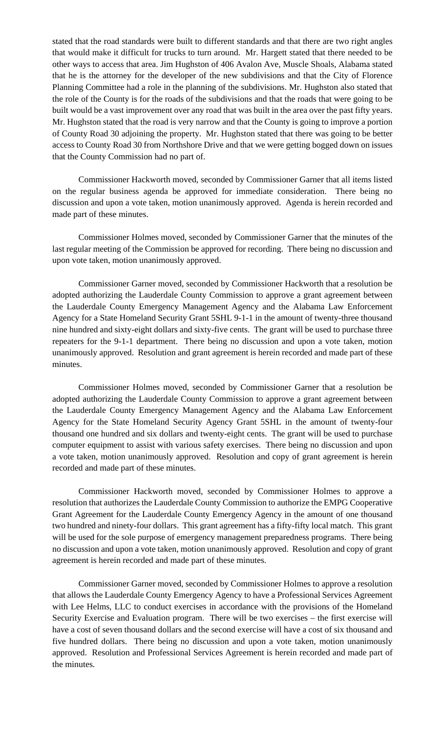stated that the road standards were built to different standards and that there are two right angles that would make it difficult for trucks to turn around. Mr. Hargett stated that there needed to be other ways to access that area. Jim Hughston of 406 Avalon Ave, Muscle Shoals, Alabama stated that he is the attorney for the developer of the new subdivisions and that the City of Florence Planning Committee had a role in the planning of the subdivisions. Mr. Hughston also stated that the role of the County is for the roads of the subdivisions and that the roads that were going to be built would be a vast improvement over any road that was built in the area over the past fifty years. Mr. Hughston stated that the road is very narrow and that the County is going to improve a portion of County Road 30 adjoining the property. Mr. Hughston stated that there was going to be better access to County Road 30 from Northshore Drive and that we were getting bogged down on issues that the County Commission had no part of.

Commissioner Hackworth moved, seconded by Commissioner Garner that all items listed on the regular business agenda be approved for immediate consideration. There being no discussion and upon a vote taken, motion unanimously approved. Agenda is herein recorded and made part of these minutes.

Commissioner Holmes moved, seconded by Commissioner Garner that the minutes of the last regular meeting of the Commission be approved for recording. There being no discussion and upon vote taken, motion unanimously approved.

Commissioner Garner moved, seconded by Commissioner Hackworth that a resolution be adopted authorizing the Lauderdale County Commission to approve a grant agreement between the Lauderdale County Emergency Management Agency and the Alabama Law Enforcement Agency for a State Homeland Security Grant 5SHL 9-1-1 in the amount of twenty-three thousand nine hundred and sixty-eight dollars and sixty-five cents. The grant will be used to purchase three repeaters for the 9-1-1 department. There being no discussion and upon a vote taken, motion unanimously approved. Resolution and grant agreement is herein recorded and made part of these minutes.

Commissioner Holmes moved, seconded by Commissioner Garner that a resolution be adopted authorizing the Lauderdale County Commission to approve a grant agreement between the Lauderdale County Emergency Management Agency and the Alabama Law Enforcement Agency for the State Homeland Security Agency Grant 5SHL in the amount of twenty-four thousand one hundred and six dollars and twenty-eight cents. The grant will be used to purchase computer equipment to assist with various safety exercises. There being no discussion and upon a vote taken, motion unanimously approved. Resolution and copy of grant agreement is herein recorded and made part of these minutes.

Commissioner Hackworth moved, seconded by Commissioner Holmes to approve a resolution that authorizes the Lauderdale County Commission to authorize the EMPG Cooperative Grant Agreement for the Lauderdale County Emergency Agency in the amount of one thousand two hundred and ninety-four dollars. This grant agreement has a fifty-fifty local match. This grant will be used for the sole purpose of emergency management preparedness programs. There being no discussion and upon a vote taken, motion unanimously approved. Resolution and copy of grant agreement is herein recorded and made part of these minutes.

Commissioner Garner moved, seconded by Commissioner Holmes to approve a resolution that allows the Lauderdale County Emergency Agency to have a Professional Services Agreement with Lee Helms, LLC to conduct exercises in accordance with the provisions of the Homeland Security Exercise and Evaluation program. There will be two exercises – the first exercise will have a cost of seven thousand dollars and the second exercise will have a cost of six thousand and five hundred dollars. There being no discussion and upon a vote taken, motion unanimously approved. Resolution and Professional Services Agreement is herein recorded and made part of the minutes.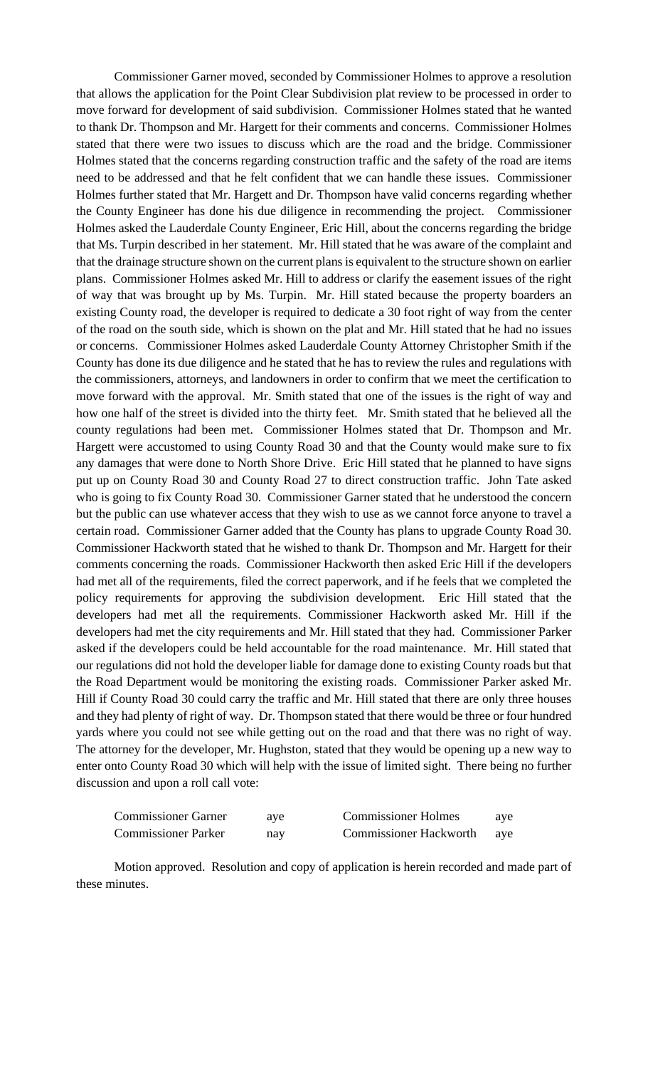Commissioner Garner moved, seconded by Commissioner Holmes to approve a resolution that allows the application for the Point Clear Subdivision plat review to be processed in order to move forward for development of said subdivision. Commissioner Holmes stated that he wanted to thank Dr. Thompson and Mr. Hargett for their comments and concerns. Commissioner Holmes stated that there were two issues to discuss which are the road and the bridge. Commissioner Holmes stated that the concerns regarding construction traffic and the safety of the road are items need to be addressed and that he felt confident that we can handle these issues. Commissioner Holmes further stated that Mr. Hargett and Dr. Thompson have valid concerns regarding whether the County Engineer has done his due diligence in recommending the project. Commissioner Holmes asked the Lauderdale County Engineer, Eric Hill, about the concerns regarding the bridge that Ms. Turpin described in her statement. Mr. Hill stated that he was aware of the complaint and that the drainage structure shown on the current plans is equivalent to the structure shown on earlier plans. Commissioner Holmes asked Mr. Hill to address or clarify the easement issues of the right of way that was brought up by Ms. Turpin. Mr. Hill stated because the property boarders an existing County road, the developer is required to dedicate a 30 foot right of way from the center of the road on the south side, which is shown on the plat and Mr. Hill stated that he had no issues or concerns. Commissioner Holmes asked Lauderdale County Attorney Christopher Smith if the County has done its due diligence and he stated that he has to review the rules and regulations with the commissioners, attorneys, and landowners in order to confirm that we meet the certification to move forward with the approval. Mr. Smith stated that one of the issues is the right of way and how one half of the street is divided into the thirty feet. Mr. Smith stated that he believed all the county regulations had been met. Commissioner Holmes stated that Dr. Thompson and Mr. Hargett were accustomed to using County Road 30 and that the County would make sure to fix any damages that were done to North Shore Drive. Eric Hill stated that he planned to have signs put up on County Road 30 and County Road 27 to direct construction traffic. John Tate asked who is going to fix County Road 30. Commissioner Garner stated that he understood the concern but the public can use whatever access that they wish to use as we cannot force anyone to travel a certain road. Commissioner Garner added that the County has plans to upgrade County Road 30. Commissioner Hackworth stated that he wished to thank Dr. Thompson and Mr. Hargett for their comments concerning the roads. Commissioner Hackworth then asked Eric Hill if the developers had met all of the requirements, filed the correct paperwork, and if he feels that we completed the policy requirements for approving the subdivision development. Eric Hill stated that the developers had met all the requirements. Commissioner Hackworth asked Mr. Hill if the developers had met the city requirements and Mr. Hill stated that they had. Commissioner Parker asked if the developers could be held accountable for the road maintenance. Mr. Hill stated that our regulations did not hold the developer liable for damage done to existing County roads but that the Road Department would be monitoring the existing roads. Commissioner Parker asked Mr. Hill if County Road 30 could carry the traffic and Mr. Hill stated that there are only three houses and they had plenty of right of way. Dr. Thompson stated that there would be three or four hundred yards where you could not see while getting out on the road and that there was no right of way. The attorney for the developer, Mr. Hughston, stated that they would be opening up a new way to enter onto County Road 30 which will help with the issue of limited sight. There being no further discussion and upon a roll call vote:

| | | | |
|---|---|---|---|
| Commissioner Garner | aye | Commissioner Holmes | aye |
| Commissioner Parker | nay | Commissioner Hackworth | aye |

Motion approved. Resolution and copy of application is herein recorded and made part of these minutes.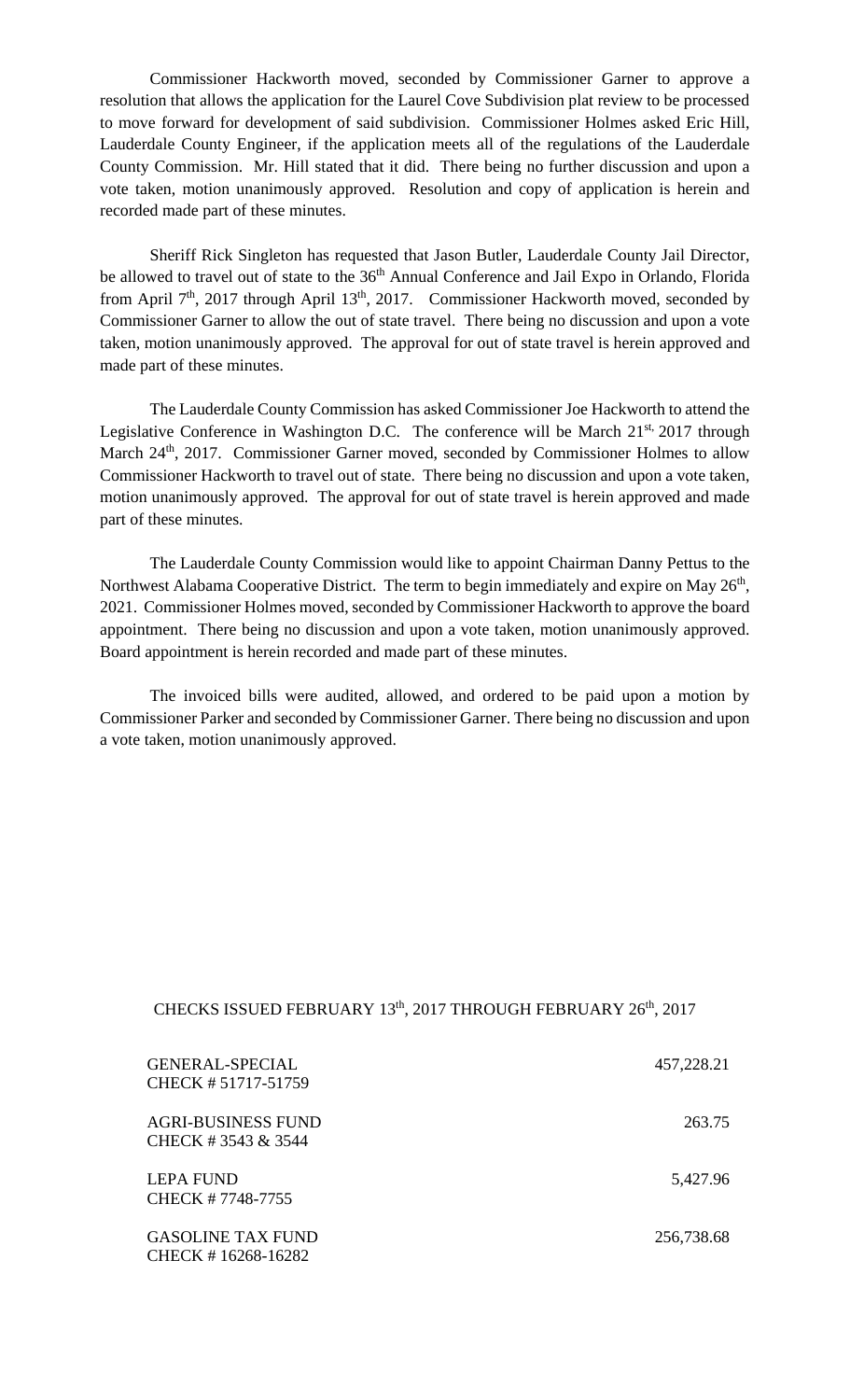Commissioner Hackworth moved, seconded by Commissioner Garner to approve a resolution that allows the application for the Laurel Cove Subdivision plat review to be processed to move forward for development of said subdivision. Commissioner Holmes asked Eric Hill, Lauderdale County Engineer, if the application meets all of the regulations of the Lauderdale County Commission. Mr. Hill stated that it did. There being no further discussion and upon a vote taken, motion unanimously approved. Resolution and copy of application is herein and recorded made part of these minutes.

Sheriff Rick Singleton has requested that Jason Butler, Lauderdale County Jail Director, be allowed to travel out of state to the 36th Annual Conference and Jail Expo in Orlando, Florida from April 7th, 2017 through April 13th, 2017. Commissioner Hackworth moved, seconded by Commissioner Garner to allow the out of state travel. There being no discussion and upon a vote taken, motion unanimously approved. The approval for out of state travel is herein approved and made part of these minutes.

The Lauderdale County Commission has asked Commissioner Joe Hackworth to attend the Legislative Conference in Washington D.C. The conference will be March 21st, 2017 through March 24th, 2017. Commissioner Garner moved, seconded by Commissioner Holmes to allow Commissioner Hackworth to travel out of state. There being no discussion and upon a vote taken, motion unanimously approved. The approval for out of state travel is herein approved and made part of these minutes.

The Lauderdale County Commission would like to appoint Chairman Danny Pettus to the Northwest Alabama Cooperative District. The term to begin immediately and expire on May 26th, 2021. Commissioner Holmes moved, seconded by Commissioner Hackworth to approve the board appointment. There being no discussion and upon a vote taken, motion unanimously approved. Board appointment is herein recorded and made part of these minutes.

The invoiced bills were audited, allowed, and ordered to be paid upon a motion by Commissioner Parker and seconded by Commissioner Garner. There being no discussion and upon a vote taken, motion unanimously approved.

CHECKS ISSUED FEBRUARY 13th, 2017 THROUGH FEBRUARY 26th, 2017

| | |
|---|---:|
| GENERAL-SPECIAL<br>CHECK # 51717-51759 | 457,228.21 |
| AGRI-BUSINESS FUND<br>CHECK # 3543 & 3544 | 263.75 |
| LEPA FUND<br>CHECK # 7748-7755 | 5,427.96 |
| GASOLINE TAX FUND<br>CHECK # 16268-16282 | 256,738.68 |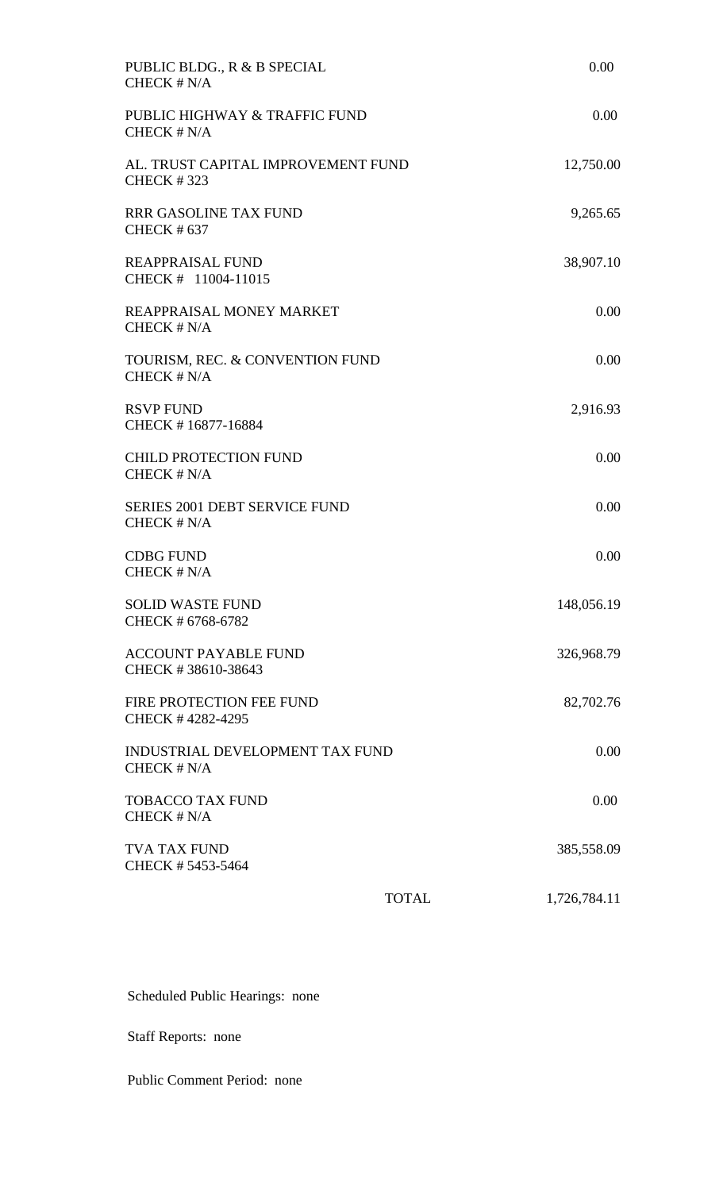| Fund | Amount |
| --- | --- |
| PUBLIC BLDG., R & B SPECIAL<br>CHECK # N/A | 0.00 |
| PUBLIC HIGHWAY & TRAFFIC FUND<br>CHECK # N/A | 0.00 |
| AL. TRUST CAPITAL IMPROVEMENT FUND<br>CHECK # 323 | 12,750.00 |
| RRR GASOLINE TAX FUND<br>CHECK # 637 | 9,265.65 |
| REAPPRAISAL FUND<br>CHECK # 11004-11015 | 38,907.10 |
| REAPPRAISAL MONEY MARKET<br>CHECK # N/A | 0.00 |
| TOURISM, REC. & CONVENTION FUND<br>CHECK # N/A | 0.00 |
| RSVP FUND<br>CHECK # 16877-16884 | 2,916.93 |
| CHILD PROTECTION FUND<br>CHECK # N/A | 0.00 |
| SERIES 2001 DEBT SERVICE FUND<br>CHECK # N/A | 0.00 |
| CDBG FUND<br>CHECK # N/A | 0.00 |
| SOLID WASTE FUND<br>CHECK # 6768-6782 | 148,056.19 |
| ACCOUNT PAYABLE FUND<br>CHECK # 38610-38643 | 326,968.79 |
| FIRE PROTECTION FEE FUND<br>CHECK # 4282-4295 | 82,702.76 |
| INDUSTRIAL DEVELOPMENT TAX FUND<br>CHECK # N/A | 0.00 |
| TOBACCO TAX FUND<br>CHECK # N/A | 0.00 |
| TVA TAX FUND<br>CHECK # 5453-5464 | 385,558.09 |
| TOTAL | 1,726,784.11 |

Scheduled Public Hearings: none

Staff Reports: none

Public Comment Period: none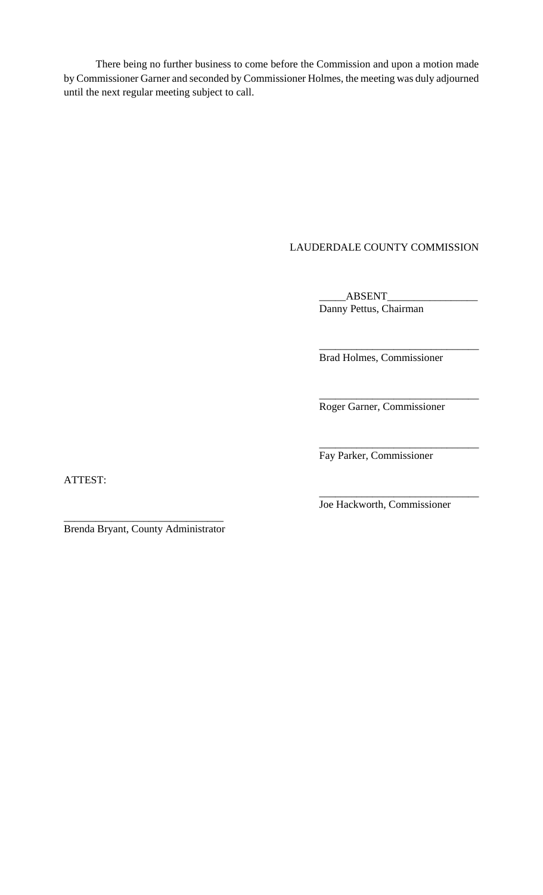There being no further business to come before the Commission and upon a motion made by Commissioner Garner and seconded by Commissioner Holmes, the meeting was duly adjourned until the next regular meeting subject to call.

LAUDERDALE COUNTY COMMISSION

_____ABSENT_________________
Danny Pettus, Chairman

______________________________
Brad Holmes, Commissioner

______________________________
Roger Garner, Commissioner

______________________________
Fay Parker, Commissioner

______________________________
Joe Hackworth, Commissioner

ATTEST:

______________________________
Brenda Bryant, County Administrator